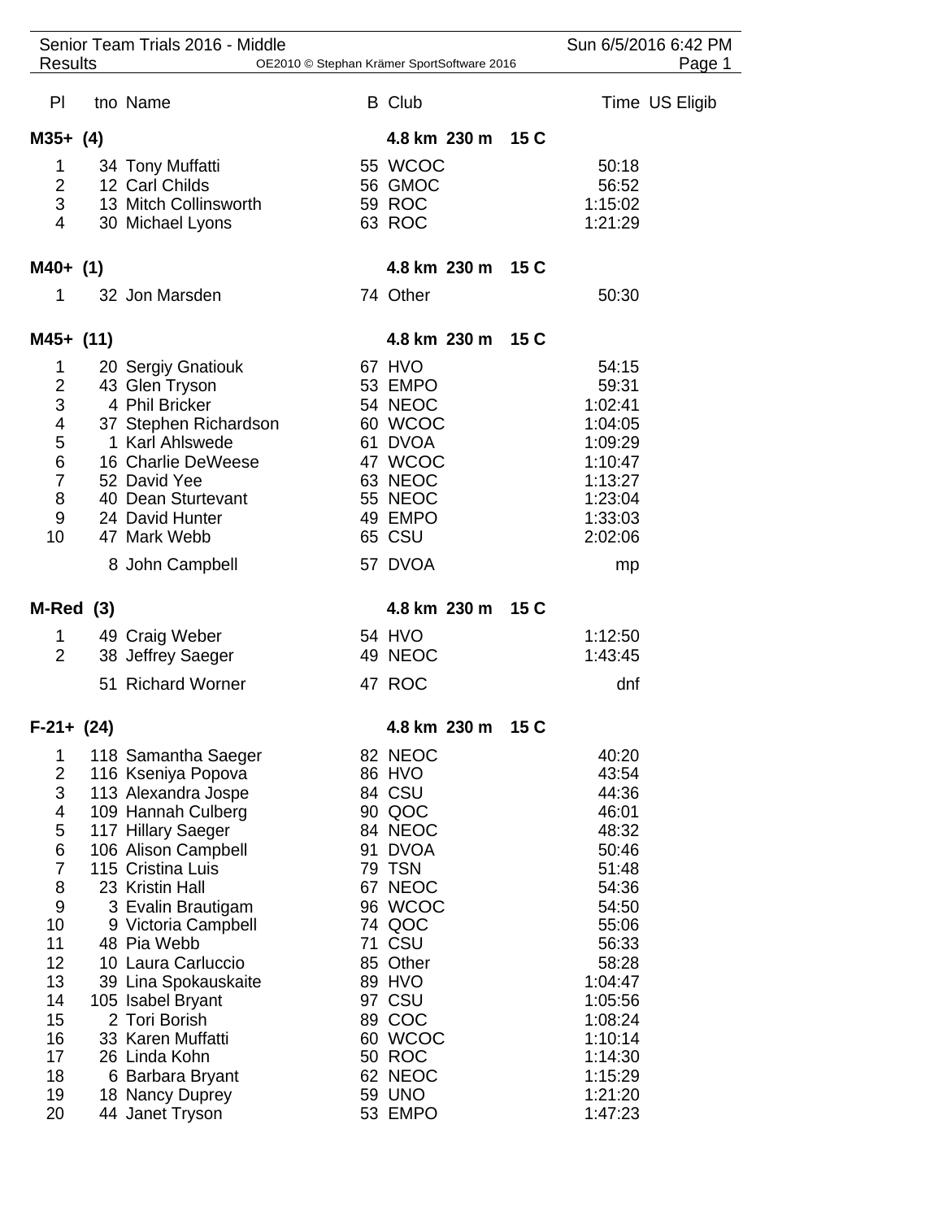Senior Team Trials 2016 - Middle
Results
OE2010 © Stephan Krämer SportSoftware 2016
Sun 6/5/2016 6:42 PM

| Pl | tno | Name | B | Club | | Time | US Eligib |
|---|---|---|---|---|---|---|---|
| **M35+ (4)** | | | | **4.8 km 230 m** | **15 C** | | |
| 1 | 34 | Tony Muffatti | 55 | WCOC | | 50:18 | |
| 2 | 12 | Carl Childs | 56 | GMOC | | 56:52 | |
| 3 | 13 | Mitch Collinsworth | 59 | ROC | | 1:15:02 | |
| 4 | 30 | Michael Lyons | 63 | ROC | | 1:21:29 | |
| **M40+ (1)** | | | | **4.8 km 230 m** | **15 C** | | |
| 1 | 32 | Jon Marsden | 74 | Other | | 50:30 | |
| **M45+ (11)** | | | | **4.8 km 230 m** | **15 C** | | |
| 1 | 20 | Sergiy Gnatiouk | 67 | HVO | | 54:15 | |
| 2 | 43 | Glen Tryson | 53 | EMPO | | 59:31 | |
| 3 | 4 | Phil Bricker | 54 | NEOC | | 1:02:41 | |
| 4 | 37 | Stephen Richardson | 60 | WCOC | | 1:04:05 | |
| 5 | 1 | Karl Ahlswede | 61 | DVOA | | 1:09:29 | |
| 6 | 16 | Charlie DeWeese | 47 | WCOC | | 1:10:47 | |
| 7 | 52 | David Yee | 63 | NEOC | | 1:13:27 | |
| 8 | 40 | Dean Sturtevant | 55 | NEOC | | 1:23:04 | |
| 9 | 24 | David Hunter | 49 | EMPO | | 1:33:03 | |
| 10 | 47 | Mark Webb | 65 | CSU | | 2:02:06 | |
| | 8 | John Campbell | 57 | DVOA | | mp | |
| **M-Red (3)** | | | | **4.8 km 230 m** | **15 C** | | |
| 1 | 49 | Craig Weber | 54 | HVO | | 1:12:50 | |
| 2 | 38 | Jeffrey Saeger | 49 | NEOC | | 1:43:45 | |
| | 51 | Richard Worner | 47 | ROC | | dnf | |
| **F-21+ (24)** | | | | **4.8 km 230 m** | **15 C** | | |
| 1 | 118 | Samantha Saeger | 82 | NEOC | | 40:20 | |
| 2 | 116 | Kseniya Popova | 86 | HVO | | 43:54 | |
| 3 | 113 | Alexandra Jospe | 84 | CSU | | 44:36 | |
| 4 | 109 | Hannah Culberg | 90 | QOC | | 46:01 | |
| 5 | 117 | Hillary Saeger | 84 | NEOC | | 48:32 | |
| 6 | 106 | Alison Campbell | 91 | DVOA | | 50:46 | |
| 7 | 115 | Cristina Luis | 79 | TSN | | 51:48 | |
| 8 | 23 | Kristin Hall | 67 | NEOC | | 54:36 | |
| 9 | 3 | Evalin Brautigam | 96 | WCOC | | 54:50 | |
| 10 | 9 | Victoria Campbell | 74 | QOC | | 55:06 | |
| 11 | 48 | Pia Webb | 71 | CSU | | 56:33 | |
| 12 | 10 | Laura Carluccio | 85 | Other | | 58:28 | |
| 13 | 39 | Lina Spokauskaite | 89 | HVO | | 1:04:47 | |
| 14 | 105 | Isabel Bryant | 97 | CSU | | 1:05:56 | |
| 15 | 2 | Tori Borish | 89 | COC | | 1:08:24 | |
| 16 | 33 | Karen Muffatti | 60 | WCOC | | 1:10:14 | |
| 17 | 26 | Linda Kohn | 50 | ROC | | 1:14:30 | |
| 18 | 6 | Barbara Bryant | 62 | NEOC | | 1:15:29 | |
| 19 | 18 | Nancy Duprey | 59 | UNO | | 1:21:20 | |
| 20 | 44 | Janet Tryson | 53 | EMPO | | 1:47:23 | |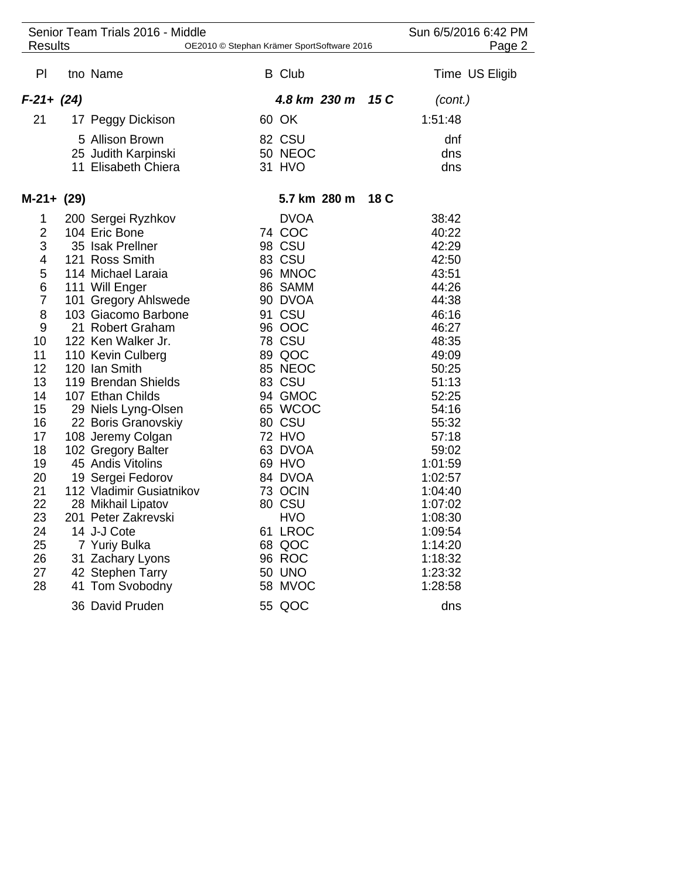| Pl | tno | Name | B | Club | Time | US Eligib |
|---|---|---|---|---|---|---|
| ***F-21+ (24)*** | | | | ***4.8 km 230 m 15 C*** | *(cont.)* | |
| 21 | 17 | Peggy Dickison | 60 | OK | 1:51:48 | |
| | 5 | Allison Brown | 82 | CSU | dnf | |
| | 25 | Judith Karpinski | 50 | NEOC | dns | |
| | 11 | Elisabeth Chiera | 31 | HVO | dns | |
| **M-21+ (29)** | | | | **5.7 km 280 m 18 C** | | |
| 1 | 200 | Sergei Ryzhkov | | DVOA | 38:42 | |
| 2 | 104 | Eric Bone | 74 | COC | 40:22 | |
| 3 | 35 | Isak Prellner | 98 | CSU | 42:29 | |
| 4 | 121 | Ross Smith | 83 | CSU | 42:50 | |
| 5 | 114 | Michael Laraia | 96 | MNOC | 43:51 | |
| 6 | 111 | Will Enger | 86 | SAMM | 44:26 | |
| 7 | 101 | Gregory Ahlswede | 90 | DVOA | 44:38 | |
| 8 | 103 | Giacomo Barbone | 91 | CSU | 46:16 | |
| 9 | 21 | Robert Graham | 96 | OOC | 46:27 | |
| 10 | 122 | Ken Walker Jr. | 78 | CSU | 48:35 | |
| 11 | 110 | Kevin Culberg | 89 | QOC | 49:09 | |
| 12 | 120 | Ian Smith | 85 | NEOC | 50:25 | |
| 13 | 119 | Brendan Shields | 83 | CSU | 51:13 | |
| 14 | 107 | Ethan Childs | 94 | GMOC | 52:25 | |
| 15 | 29 | Niels Lyng-Olsen | 65 | WCOC | 54:16 | |
| 16 | 22 | Boris Granovskiy | 80 | CSU | 55:32 | |
| 17 | 108 | Jeremy Colgan | 72 | HVO | 57:18 | |
| 18 | 102 | Gregory Balter | 63 | DVOA | 59:02 | |
| 19 | 45 | Andis Vitolins | 69 | HVO | 1:01:59 | |
| 20 | 19 | Sergei Fedorov | 84 | DVOA | 1:02:57 | |
| 21 | 112 | Vladimir Gusiatnikov | 73 | OCIN | 1:04:40 | |
| 22 | 28 | Mikhail Lipatov | 80 | CSU | 1:07:02 | |
| 23 | 201 | Peter Zakrevski | | HVO | 1:08:30 | |
| 24 | 14 | J-J Cote | 61 | LROC | 1:09:54 | |
| 25 | 7 | Yuriy Bulka | 68 | QOC | 1:14:20 | |
| 26 | 31 | Zachary Lyons | 96 | ROC | 1:18:32 | |
| 27 | 42 | Stephen Tarry | 50 | UNO | 1:23:32 | |
| 28 | 41 | Tom Svobodny | 58 | MVOC | 1:28:58 | |
| | 36 | David Pruden | 55 | QOC | dns | |